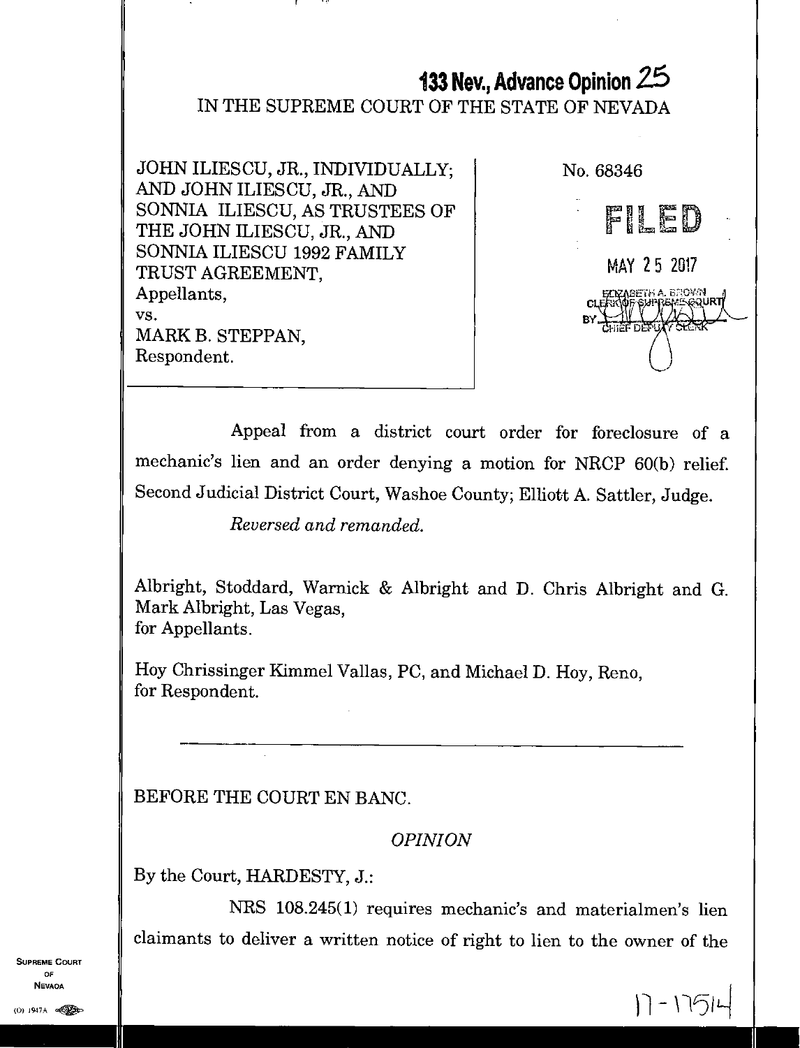**133 Nev., Advance Opinion 25**

IN THE SUPREME COURT OF THE STATE OF NEVADA

JOHN ILIESCU, JR., INDIVIDUALLY; AND JOHN ILIESCU, JR., AND SONNIA ILIESCU, AS TRUSTEES OF THE JOHN ILIESCU, JR., AND SONNIA ILIESCU 1992 FAMILY TRUST AGREEMENT,
Appellants,
vs.
MARK B. STEPPAN,
Respondent.

No. 68346

FILED

MAY 25 2017

ELIZABETH A. BROWN
CLERK OF SUPREME COURT
BY CHIEF DEPUTY CLERK

Appeal from a district court order for foreclosure of a mechanic's lien and an order denying a motion for NRCP 60(b) relief. Second Judicial District Court, Washoe County; Elliott A. Sattler, Judge.

*Reversed and remanded.*

Albright, Stoddard, Warnick & Albright and D. Chris Albright and G. Mark Albright, Las Vegas,
for Appellants.

Hoy Chrissinger Kimmel Vallas, PC, and Michael D. Hoy, Reno,
for Respondent.

BEFORE THE COURT EN BANC.

*OPINION*

By the Court, HARDESTY, J.:

NRS 108.245(1) requires mechanic's and materialmen's lien claimants to deliver a written notice of right to lien to the owner of the

17-17514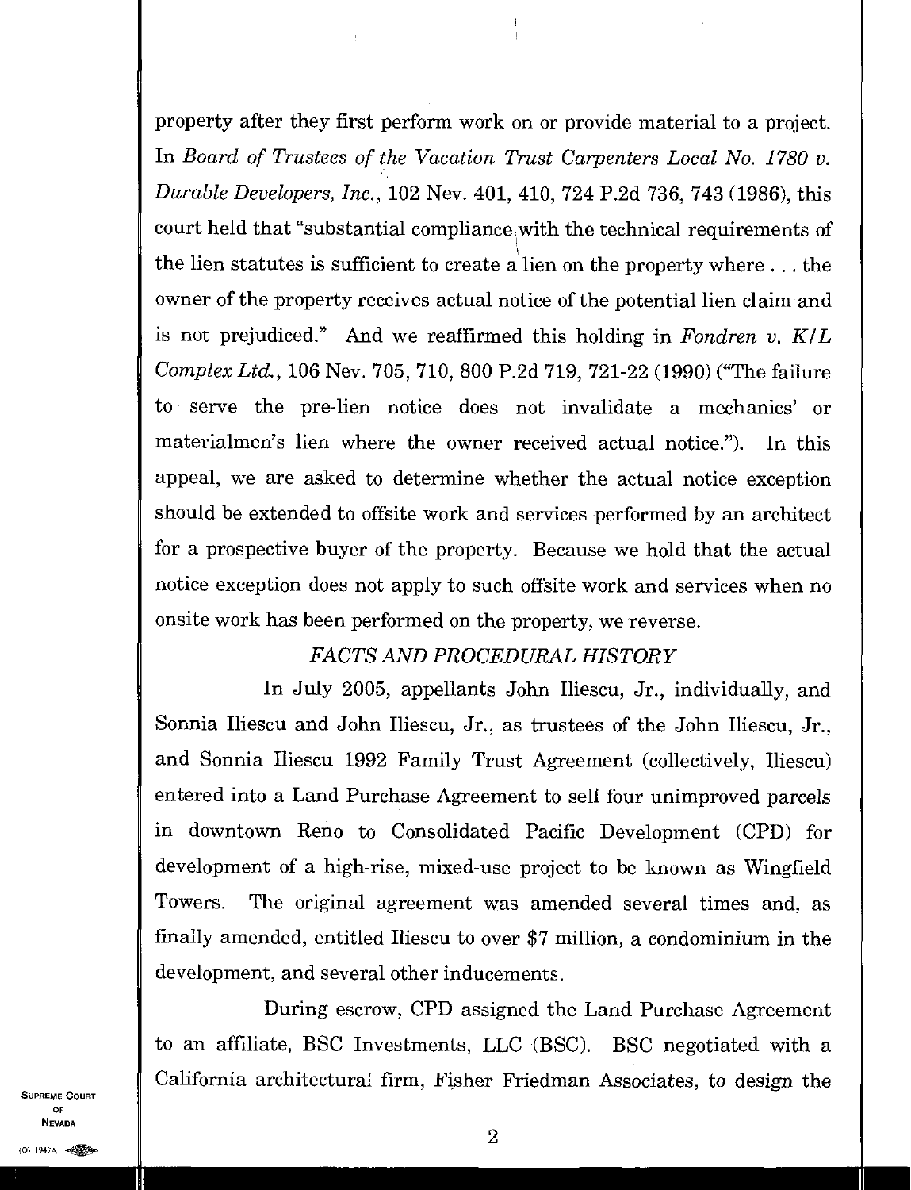property after they first perform work on or provide material to a project. In *Board of Trustees of the Vacation Trust Carpenters Local No. 1780 v. Durable Developers, Inc.*, 102 Nev. 401, 410, 724 P.2d 736, 743 (1986), this court held that "substantial compliance with the technical requirements of the lien statutes is sufficient to create a lien on the property where . . . the owner of the property receives actual notice of the potential lien claim and is not prejudiced." And we reaffirmed this holding in *Fondren v. K/L Complex Ltd.*, 106 Nev. 705, 710, 800 P.2d 719, 721-22 (1990) ("The failure to serve the pre-lien notice does not invalidate a mechanics' or materialmen's lien where the owner received actual notice."). In this appeal, we are asked to determine whether the actual notice exception should be extended to offsite work and services performed by an architect for a prospective buyer of the property. Because we hold that the actual notice exception does not apply to such offsite work and services when no onsite work has been performed on the property, we reverse.

### *FACTS AND PROCEDURAL HISTORY*

In July 2005, appellants John Iliescu, Jr., individually, and Sonnia Iliescu and John Iliescu, Jr., as trustees of the John Iliescu, Jr., and Sonnia Iliescu 1992 Family Trust Agreement (collectively, Iliescu) entered into a Land Purchase Agreement to sell four unimproved parcels in downtown Reno to Consolidated Pacific Development (CPD) for development of a high-rise, mixed-use project to be known as Wingfield Towers. The original agreement was amended several times and, as finally amended, entitled Iliescu to over $7 million, a condominium in the development, and several other inducements.

During escrow, CPD assigned the Land Purchase Agreement to an affiliate, BSC Investments, LLC (BSC). BSC negotiated with a California architectural firm, Fisher Friedman Associates, to design the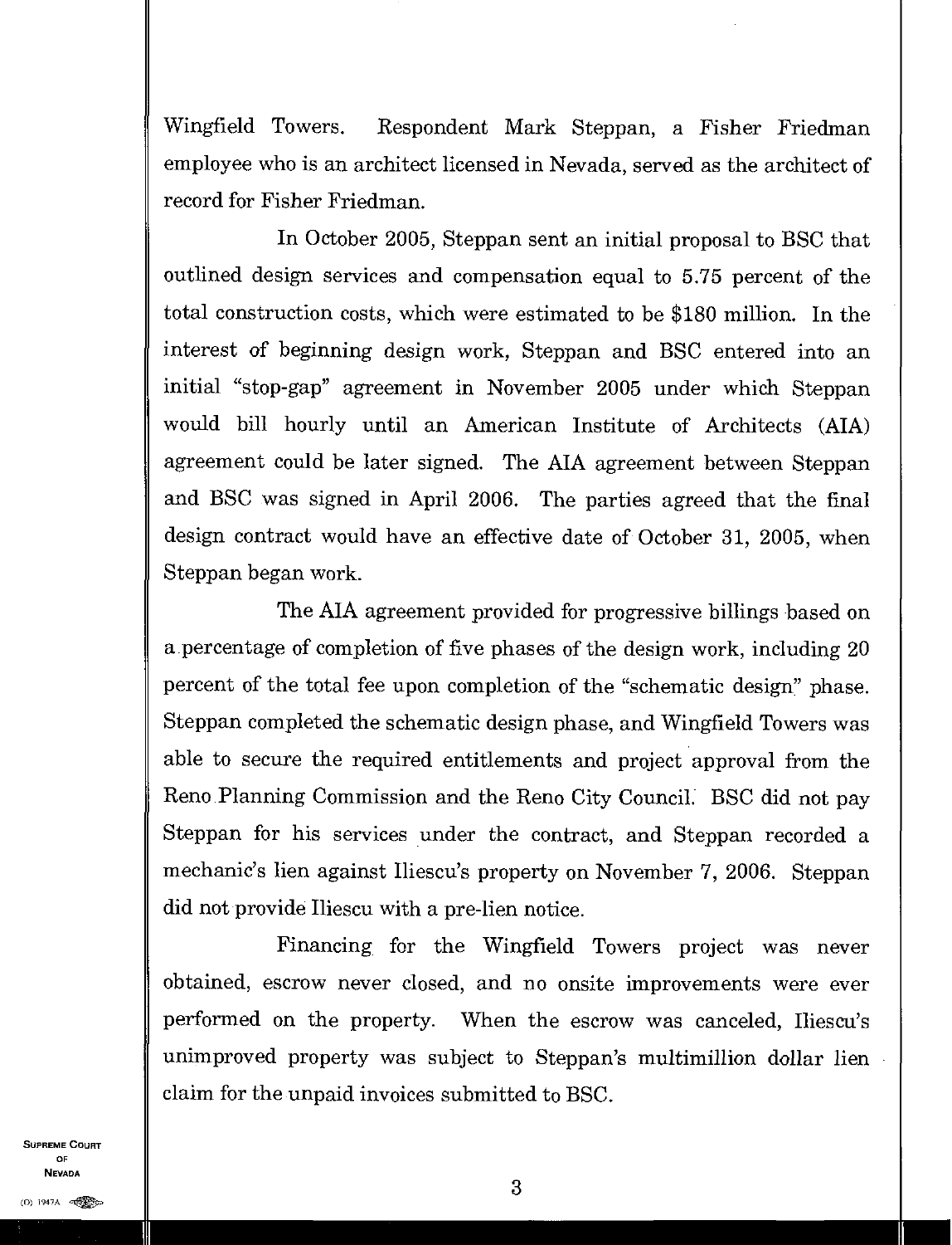Wingfield Towers. Respondent Mark Steppan, a Fisher Friedman employee who is an architect licensed in Nevada, served as the architect of record for Fisher Friedman.

In October 2005, Steppan sent an initial proposal to BSC that outlined design services and compensation equal to 5.75 percent of the total construction costs, which were estimated to be $180 million. In the interest of beginning design work, Steppan and BSC entered into an initial "stop-gap" agreement in November 2005 under which Steppan would bill hourly until an American Institute of Architects (AIA) agreement could be later signed. The AIA agreement between Steppan and BSC was signed in April 2006. The parties agreed that the final design contract would have an effective date of October 31, 2005, when Steppan began work.

The AIA agreement provided for progressive billings based on a percentage of completion of five phases of the design work, including 20 percent of the total fee upon completion of the "schematic design" phase. Steppan completed the schematic design phase, and Wingfield Towers was able to secure the required entitlements and project approval from the Reno Planning Commission and the Reno City Council. BSC did not pay Steppan for his services under the contract, and Steppan recorded a mechanic's lien against Iliescu's property on November 7, 2006. Steppan did not provide Iliescu with a pre-lien notice.

Financing for the Wingfield Towers project was never obtained, escrow never closed, and no onsite improvements were ever performed on the property. When the escrow was canceled, Iliescu's unimproved property was subject to Steppan's multimillion dollar lien claim for the unpaid invoices submitted to BSC.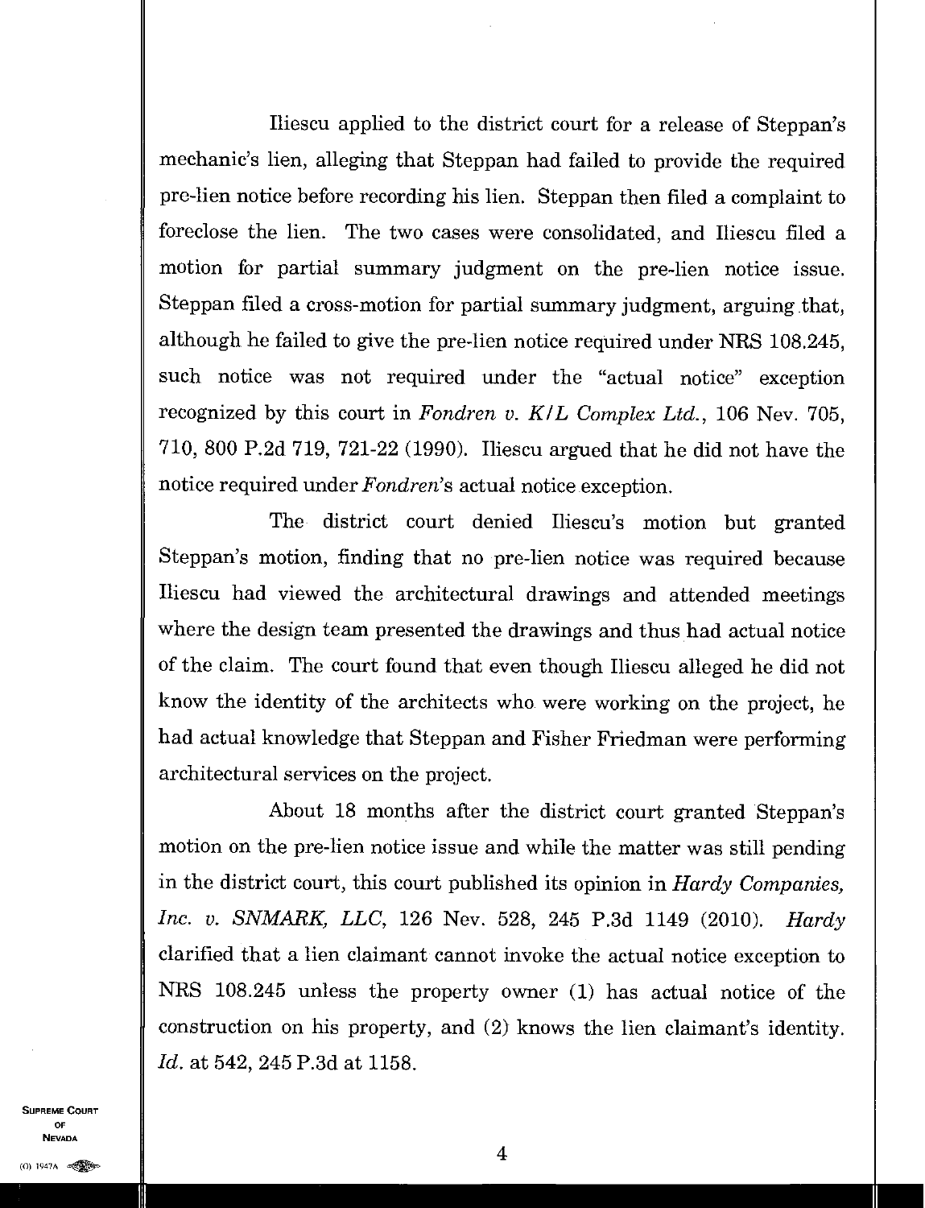Iliescu applied to the district court for a release of Steppan's mechanic's lien, alleging that Steppan had failed to provide the required pre-lien notice before recording his lien. Steppan then filed a complaint to foreclose the lien. The two cases were consolidated, and Iliescu filed a motion for partial summary judgment on the pre-lien notice issue. Steppan filed a cross-motion for partial summary judgment, arguing that, although he failed to give the pre-lien notice required under NRS 108.245, such notice was not required under the "actual notice" exception recognized by this court in *Fondren v. K/L Complex Ltd.*, 106 Nev. 705, 710, 800 P.2d 719, 721-22 (1990). Iliescu argued that he did not have the notice required under *Fondren*'s actual notice exception.

The district court denied Iliescu's motion but granted Steppan's motion, finding that no pre-lien notice was required because Iliescu had viewed the architectural drawings and attended meetings where the design team presented the drawings and thus had actual notice of the claim. The court found that even though Iliescu alleged he did not know the identity of the architects who were working on the project, he had actual knowledge that Steppan and Fisher Friedman were performing architectural services on the project.

About 18 months after the district court granted Steppan's motion on the pre-lien notice issue and while the matter was still pending in the district court, this court published its opinion in *Hardy Companies, Inc. v. SNMARK, LLC*, 126 Nev. 528, 245 P.3d 1149 (2010). *Hardy* clarified that a lien claimant cannot invoke the actual notice exception to NRS 108.245 unless the property owner (1) has actual notice of the construction on his property, and (2) knows the lien claimant's identity. *Id.* at 542, 245 P.3d at 1158.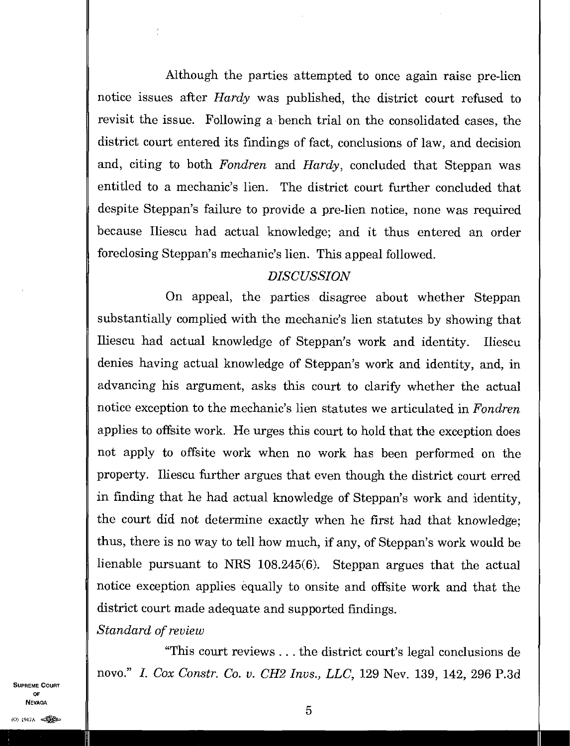Although the parties attempted to once again raise pre-lien notice issues after *Hardy* was published, the district court refused to revisit the issue. Following a bench trial on the consolidated cases, the district court entered its findings of fact, conclusions of law, and decision and, citing to both *Fondren* and *Hardy*, concluded that Steppan was entitled to a mechanic's lien. The district court further concluded that despite Steppan's failure to provide a pre-lien notice, none was required because Iliescu had actual knowledge; and it thus entered an order foreclosing Steppan's mechanic's lien. This appeal followed.

## *DISCUSSION*

On appeal, the parties disagree about whether Steppan substantially complied with the mechanic's lien statutes by showing that Iliescu had actual knowledge of Steppan's work and identity. Iliescu denies having actual knowledge of Steppan's work and identity, and, in advancing his argument, asks this court to clarify whether the actual notice exception to the mechanic's lien statutes we articulated in *Fondren* applies to offsite work. He urges this court to hold that the exception does not apply to offsite work when no work has been performed on the property. Iliescu further argues that even though the district court erred in finding that he had actual knowledge of Steppan's work and identity, the court did not determine exactly when he first had that knowledge; thus, there is no way to tell how much, if any, of Steppan's work would be lienable pursuant to NRS 108.245(6). Steppan argues that the actual notice exception applies equally to onsite and offsite work and that the district court made adequate and supported findings.

### *Standard of review*

"This court reviews . . . the district court's legal conclusions de novo." *I. Cox Constr. Co. v. CH2 Invs., LLC*, 129 Nev. 139, 142, 296 P.3d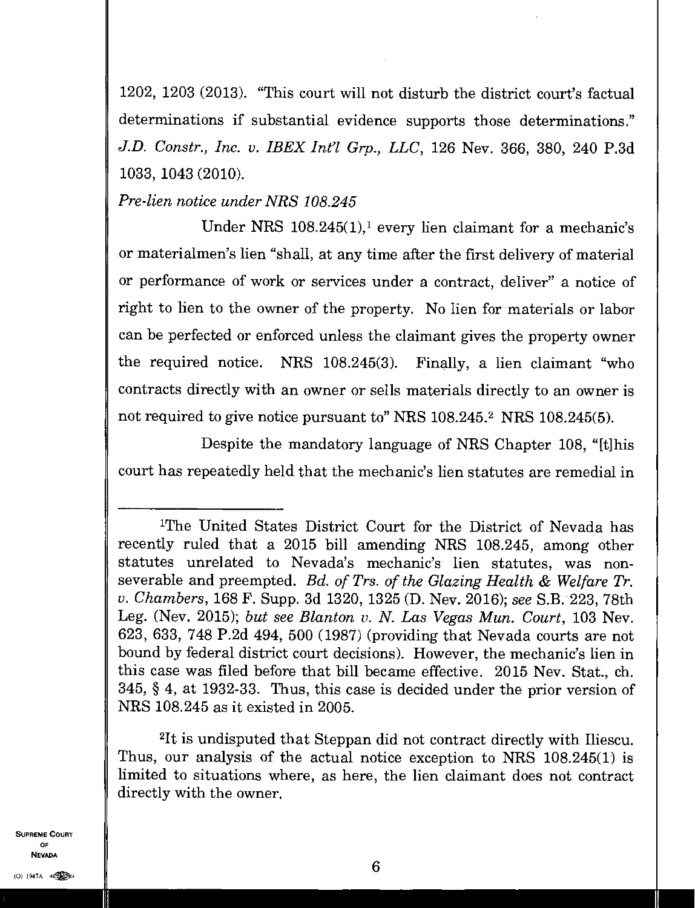1202, 1203 (2013). "This court will not disturb the district court's factual determinations if substantial evidence supports those determinations." *J.D. Constr., Inc. v. IBEX Int'l Grp., LLC*, 126 Nev. 366, 380, 240 P.3d 1033, 1043 (2010).

*Pre-lien notice under NRS 108.245*

Under NRS 108.245(1),[1] every lien claimant for a mechanic's or materialmen's lien "shall, at any time after the first delivery of material or performance of work or services under a contract, deliver" a notice of right to lien to the owner of the property. No lien for materials or labor can be perfected or enforced unless the claimant gives the property owner the required notice. NRS 108.245(3). Finally, a lien claimant "who contracts directly with an owner or sells materials directly to an owner is not required to give notice pursuant to" NRS 108.245.[2] NRS 108.245(5).

Despite the mandatory language of NRS Chapter 108, "[t]his court has repeatedly held that the mechanic's lien statutes are remedial in

---

[1]The United States District Court for the District of Nevada has recently ruled that a 2015 bill amending NRS 108.245, among other statutes unrelated to Nevada's mechanic's lien statutes, was non-severable and preempted. *Bd. of Trs. of the Glazing Health & Welfare Tr. v. Chambers*, 168 F. Supp. 3d 1320, 1325 (D. Nev. 2016); *see* S.B. 223, 78th Leg. (Nev. 2015); *but see Blanton v. N. Las Vegas Mun. Court*, 103 Nev. 623, 633, 748 P.2d 494, 500 (1987) (providing that Nevada courts are not bound by federal district court decisions). However, the mechanic's lien in this case was filed before that bill became effective. 2015 Nev. Stat., ch. 345, § 4, at 1932-33. Thus, this case is decided under the prior version of NRS 108.245 as it existed in 2005.

[2]It is undisputed that Steppan did not contract directly with Iliescu. Thus, our analysis of the actual notice exception to NRS 108.245(1) is limited to situations where, as here, the lien claimant does not contract directly with the owner.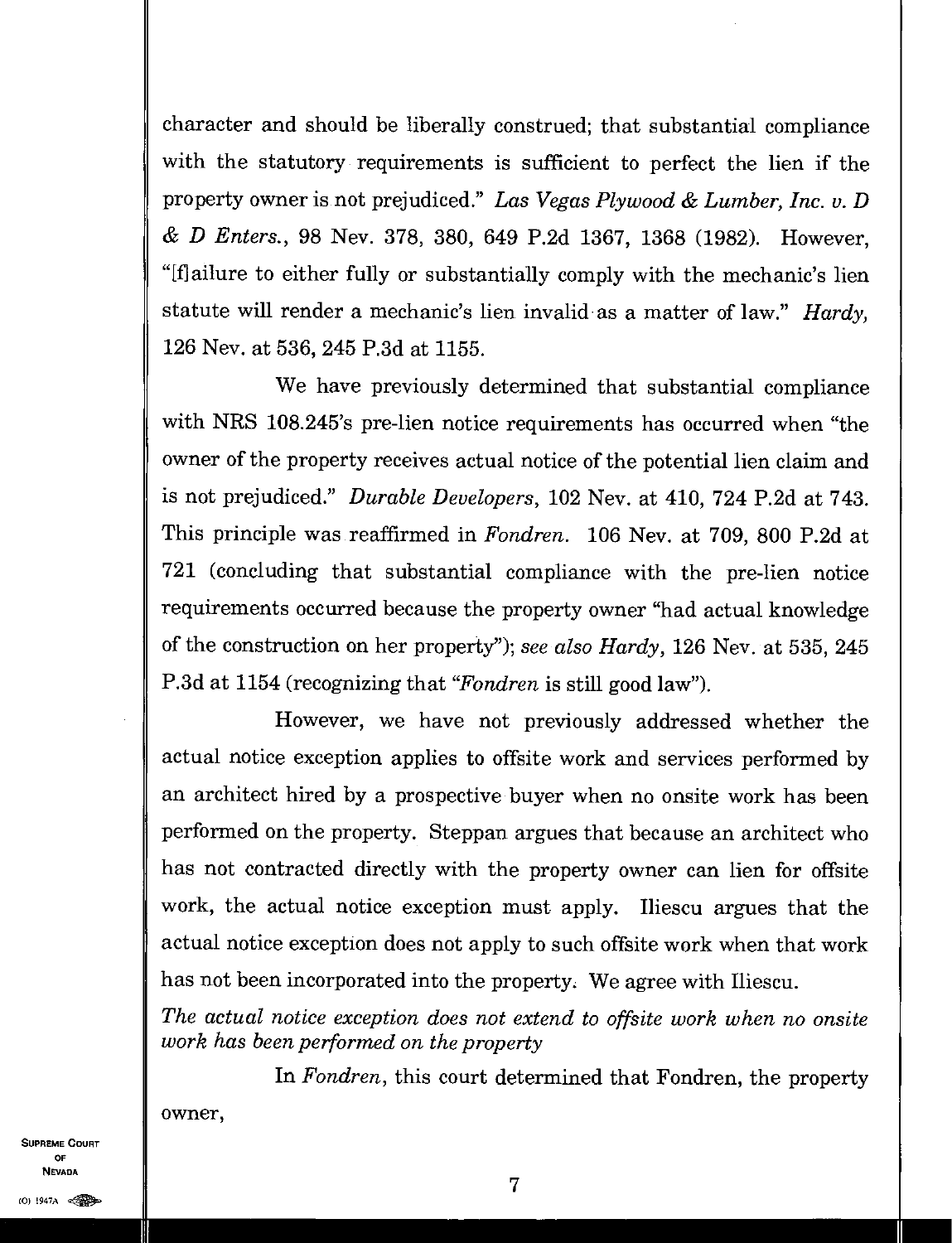character and should be liberally construed; that substantial compliance with the statutory requirements is sufficient to perfect the lien if the property owner is not prejudiced." *Las Vegas Plywood & Lumber, Inc. v. D & D Enters.*, 98 Nev. 378, 380, 649 P.2d 1367, 1368 (1982). However, "[f]ailure to either fully or substantially comply with the mechanic's lien statute will render a mechanic's lien invalid as a matter of law." *Hardy*, 126 Nev. at 536, 245 P.3d at 1155.

We have previously determined that substantial compliance with NRS 108.245's pre-lien notice requirements has occurred when "the owner of the property receives actual notice of the potential lien claim and is not prejudiced." *Durable Developers*, 102 Nev. at 410, 724 P.2d at 743. This principle was reaffirmed in *Fondren*. 106 Nev. at 709, 800 P.2d at 721 (concluding that substantial compliance with the pre-lien notice requirements occurred because the property owner "had actual knowledge of the construction on her property"); *see also Hardy*, 126 Nev. at 535, 245 P.3d at 1154 (recognizing that "*Fondren* is still good law").

However, we have not previously addressed whether the actual notice exception applies to offsite work and services performed by an architect hired by a prospective buyer when no onsite work has been performed on the property. Steppan argues that because an architect who has not contracted directly with the property owner can lien for offsite work, the actual notice exception must apply. Iliescu argues that the actual notice exception does not apply to such offsite work when that work has not been incorporated into the property. We agree with Iliescu.

*The actual notice exception does not extend to offsite work when no onsite work has been performed on the property*

In *Fondren*, this court determined that Fondren, the property owner,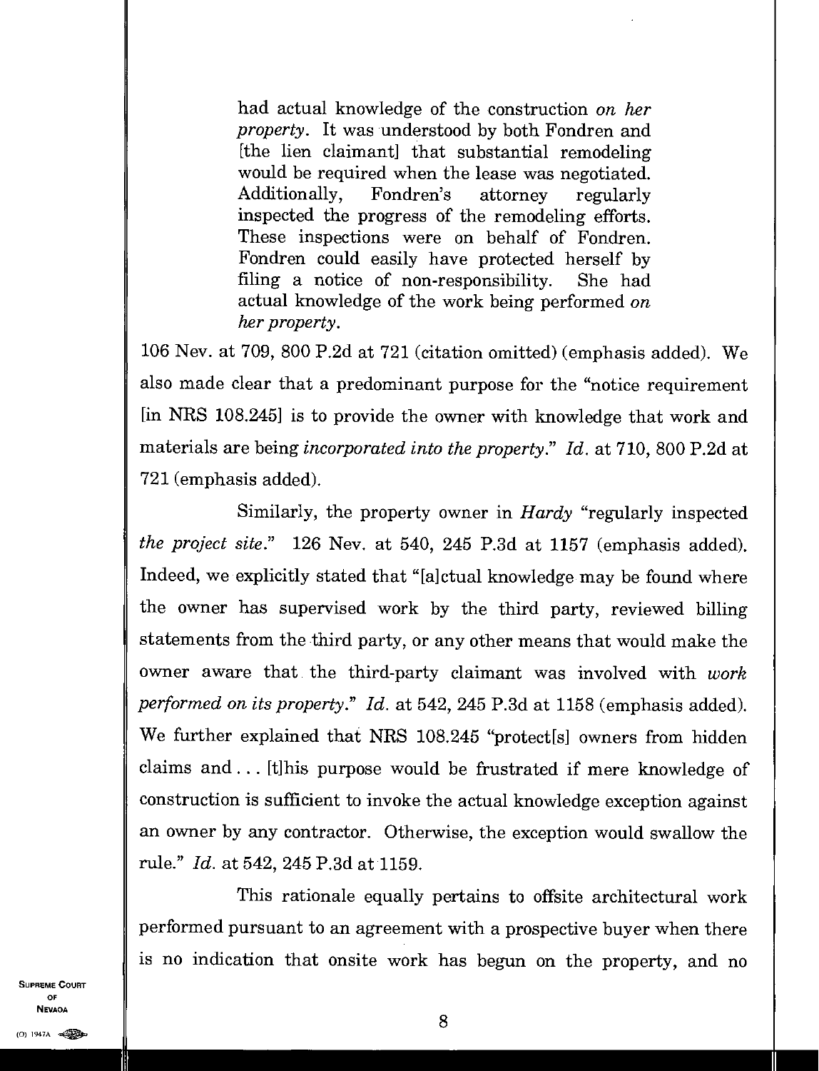> had actual knowledge of the construction *on her property*. It was understood by both Fondren and [the lien claimant] that substantial remodeling would be required when the lease was negotiated. Additionally, Fondren's attorney regularly inspected the progress of the remodeling efforts. These inspections were on behalf of Fondren. Fondren could easily have protected herself by filing a notice of non-responsibility. She had actual knowledge of the work being performed *on her property*.

106 Nev. at 709, 800 P.2d at 721 (citation omitted) (emphasis added). We also made clear that a predominant purpose for the "notice requirement [in NRS 108.245] is to provide the owner with knowledge that work and materials are being *incorporated into the property*." *Id.* at 710, 800 P.2d at 721 (emphasis added).

Similarly, the property owner in *Hardy* "regularly inspected *the project site*." 126 Nev. at 540, 245 P.3d at 1157 (emphasis added). Indeed, we explicitly stated that "[a]ctual knowledge may be found where the owner has supervised work by the third party, reviewed billing statements from the third party, or any other means that would make the owner aware that the third-party claimant was involved with *work performed on its property*." *Id.* at 542, 245 P.3d at 1158 (emphasis added). We further explained that NRS 108.245 "protect[s] owners from hidden claims and . . . [t]his purpose would be frustrated if mere knowledge of construction is sufficient to invoke the actual knowledge exception against an owner by any contractor. Otherwise, the exception would swallow the rule." *Id.* at 542, 245 P.3d at 1159.

This rationale equally pertains to offsite architectural work performed pursuant to an agreement with a prospective buyer when there is no indication that onsite work has begun on the property, and no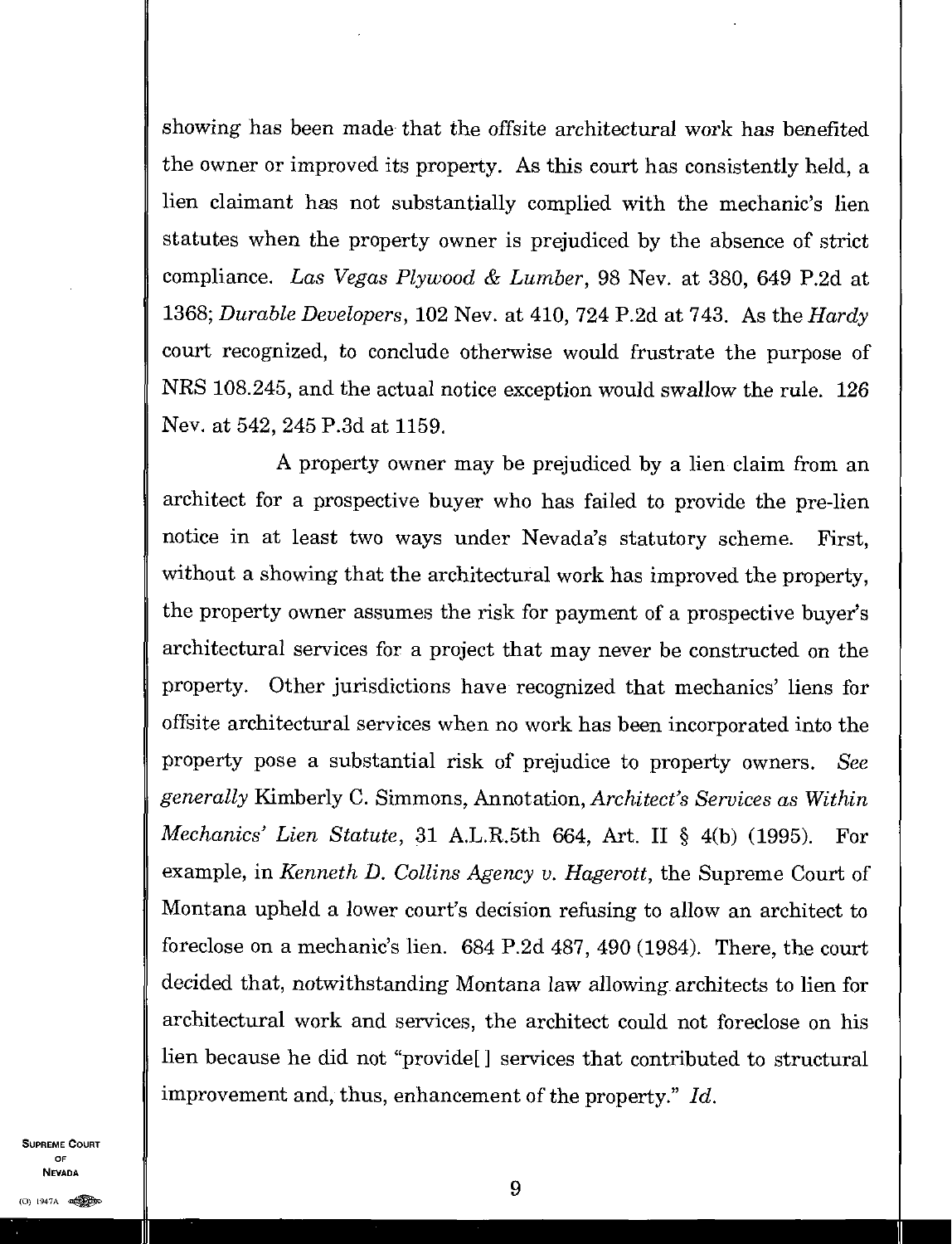showing has been made that the offsite architectural work has benefited the owner or improved its property. As this court has consistently held, a lien claimant has not substantially complied with the mechanic's lien statutes when the property owner is prejudiced by the absence of strict compliance. *Las Vegas Plywood & Lumber*, 98 Nev. at 380, 649 P.2d at 1368; *Durable Developers*, 102 Nev. at 410, 724 P.2d at 743. As the *Hardy* court recognized, to conclude otherwise would frustrate the purpose of NRS 108.245, and the actual notice exception would swallow the rule. 126 Nev. at 542, 245 P.3d at 1159.

A property owner may be prejudiced by a lien claim from an architect for a prospective buyer who has failed to provide the pre-lien notice in at least two ways under Nevada's statutory scheme. First, without a showing that the architectural work has improved the property, the property owner assumes the risk for payment of a prospective buyer's architectural services for a project that may never be constructed on the property. Other jurisdictions have recognized that mechanics' liens for offsite architectural services when no work has been incorporated into the property pose a substantial risk of prejudice to property owners. *See generally* Kimberly C. Simmons, Annotation, *Architect's Services as Within Mechanics' Lien Statute*, 31 A.L.R.5th 664, Art. II § 4(b) (1995). For example, in *Kenneth D. Collins Agency v. Hagerott*, the Supreme Court of Montana upheld a lower court's decision refusing to allow an architect to foreclose on a mechanic's lien. 684 P.2d 487, 490 (1984). There, the court decided that, notwithstanding Montana law allowing architects to lien for architectural work and services, the architect could not foreclose on his lien because he did not "provide[] services that contributed to structural improvement and, thus, enhancement of the property." *Id.*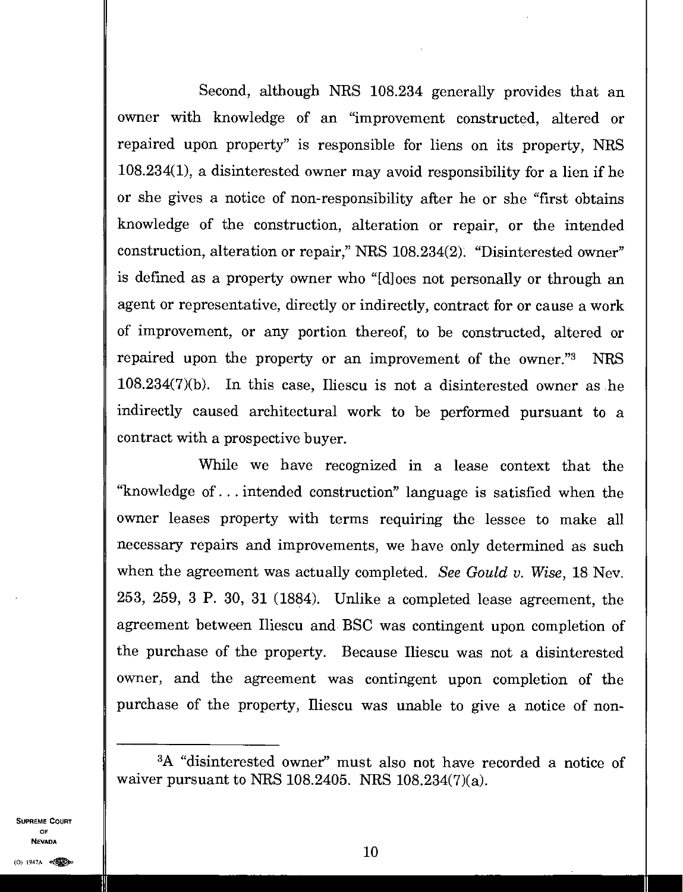Second, although NRS 108.234 generally provides that an owner with knowledge of an "improvement constructed, altered or repaired upon property" is responsible for liens on its property, NRS 108.234(1), a disinterested owner may avoid responsibility for a lien if he or she gives a notice of non-responsibility after he or she "first obtains knowledge of the construction, alteration or repair, or the intended construction, alteration or repair," NRS 108.234(2). "Disinterested owner" is defined as a property owner who "[d]oes not personally or through an agent or representative, directly or indirectly, contract for or cause a work of improvement, or any portion thereof, to be constructed, altered or repaired upon the property or an improvement of the owner."[3] NRS 108.234(7)(b). In this case, Iliescu is not a disinterested owner as he indirectly caused architectural work to be performed pursuant to a contract with a prospective buyer.

While we have recognized in a lease context that the "knowledge of . . . intended construction" language is satisfied when the owner leases property with terms requiring the lessee to make all necessary repairs and improvements, we have only determined as such when the agreement was actually completed. *See Gould v. Wise*, 18 Nev. 253, 259, 3 P. 30, 31 (1884). Unlike a completed lease agreement, the agreement between Iliescu and BSC was contingent upon completion of the purchase of the property. Because Iliescu was not a disinterested owner, and the agreement was contingent upon completion of the purchase of the property, Iliescu was unable to give a notice of non-

---

[3]A "disinterested owner" must also not have recorded a notice of waiver pursuant to NRS 108.2405. NRS 108.234(7)(a).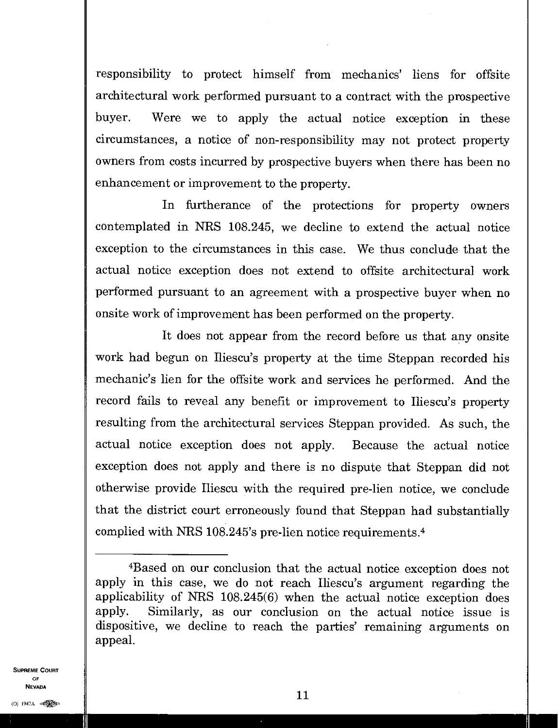responsibility to protect himself from mechanics' liens for offsite architectural work performed pursuant to a contract with the prospective buyer. Were we to apply the actual notice exception in these circumstances, a notice of non-responsibility may not protect property owners from costs incurred by prospective buyers when there has been no enhancement or improvement to the property.

In furtherance of the protections for property owners contemplated in NRS 108.245, we decline to extend the actual notice exception to the circumstances in this case. We thus conclude that the actual notice exception does not extend to offsite architectural work performed pursuant to an agreement with a prospective buyer when no onsite work of improvement has been performed on the property.

It does not appear from the record before us that any onsite work had begun on Iliescu's property at the time Steppan recorded his mechanic's lien for the offsite work and services he performed. And the record fails to reveal any benefit or improvement to Iliescu's property resulting from the architectural services Steppan provided. As such, the actual notice exception does not apply. Because the actual notice exception does not apply and there is no dispute that Steppan did not otherwise provide Iliescu with the required pre-lien notice, we conclude that the district court erroneously found that Steppan had substantially complied with NRS 108.245's pre-lien notice requirements.[4]

---

[4]Based on our conclusion that the actual notice exception does not apply in this case, we do not reach Iliescu's argument regarding the applicability of NRS 108.245(6) when the actual notice exception does apply. Similarly, as our conclusion on the actual notice issue is dispositive, we decline to reach the parties' remaining arguments on appeal.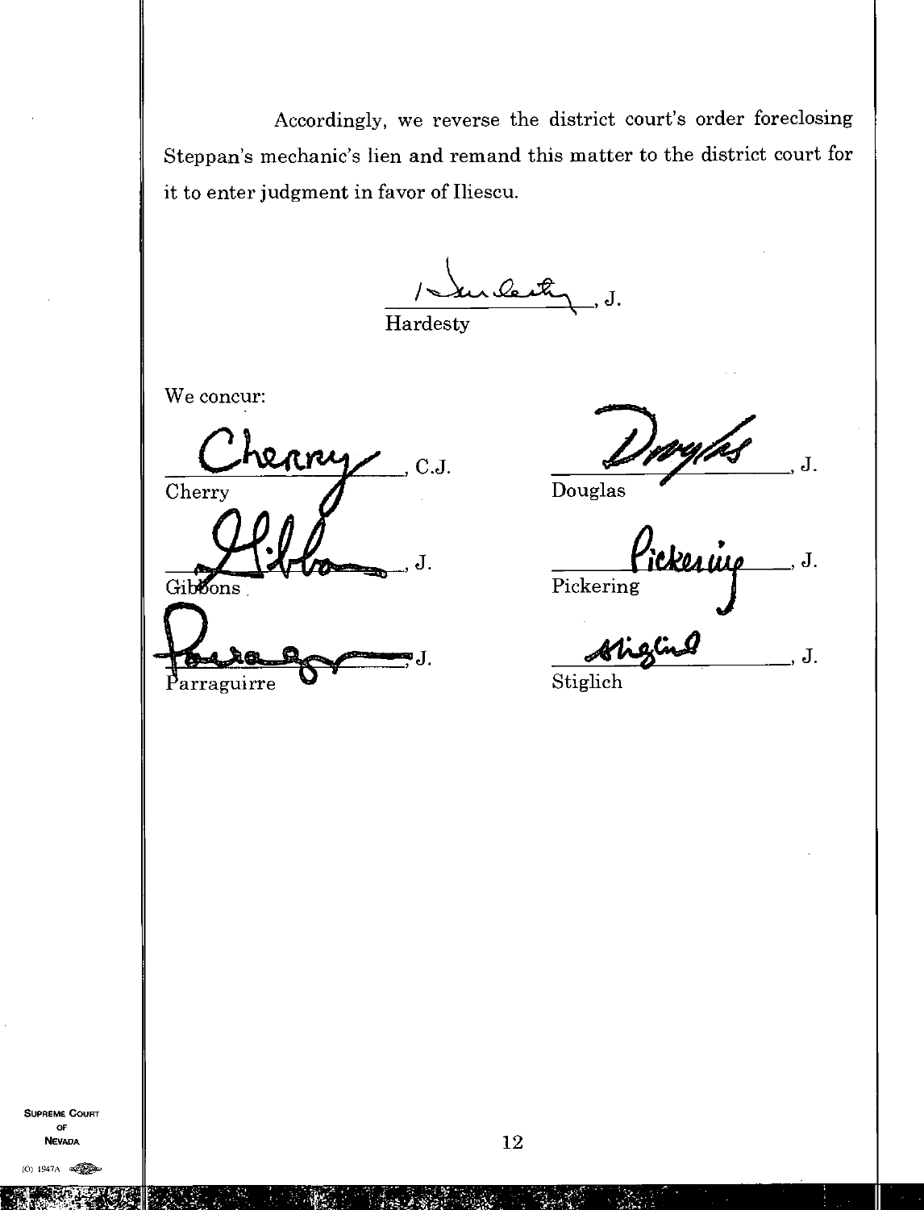Accordingly, we reverse the district court's order foreclosing Steppan's mechanic's lien and remand this matter to the district court for it to enter judgment in favor of Iliescu.

_______________, J.
Hardesty

We concur:

_______________, C.J.
Cherry

_______________, J.
Douglas

_______________, J.
Gibbons

_______________, J.
Pickering

_______________, J.
Parraguirre

_______________, J.
Stiglich